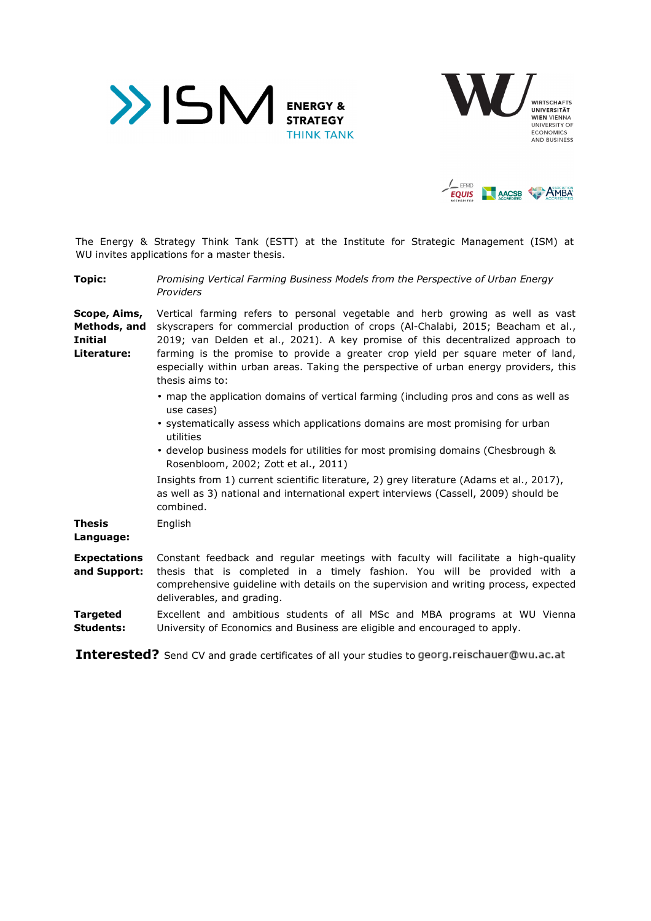ISM ENERGY & STRATEGY THINK TANK

WU WIRTSCHAFTS UNIVERSITÄT WIEN VIENNA UNIVERSITY OF ECONOMICS AND BUSINESS

EFMD EQUIS ACCREDITED · AACSB ACCREDITED · ASSOCIATION AMBA ACCREDITED

The Energy & Strategy Think Tank (ESTT) at the Institute for Strategic Management (ISM) at WU invites applications for a master thesis.

**Topic:** *Promising Vertical Farming Business Models from the Perspective of Urban Energy Providers*

**Scope, Aims, Methods, and Initial Literature:** Vertical farming refers to personal vegetable and herb growing as well as vast skyscrapers for commercial production of crops (Al-Chalabi, 2015; Beacham et al., 2019; van Delden et al., 2021). A key promise of this decentralized approach to farming is the promise to provide a greater crop yield per square meter of land, especially within urban areas. Taking the perspective of urban energy providers, this thesis aims to:

- map the application domains of vertical farming (including pros and cons as well as use cases)
- systematically assess which applications domains are most promising for urban utilities
- develop business models for utilities for most promising domains (Chesbrough & Rosenbloom, 2002; Zott et al., 2011)

Insights from 1) current scientific literature, 2) grey literature (Adams et al., 2017), as well as 3) national and international expert interviews (Cassell, 2009) should be combined.

**Thesis Language:** English

**Expectations and Support:** Constant feedback and regular meetings with faculty will facilitate a high-quality thesis that is completed in a timely fashion. You will be provided with a comprehensive guideline with details on the supervision and writing process, expected deliverables, and grading.

**Targeted Students:** Excellent and ambitious students of all MSc and MBA programs at WU Vienna University of Economics and Business are eligible and encouraged to apply.

**Interested?** Send CV and grade certificates of all your studies to georg.reischauer@wu.ac.at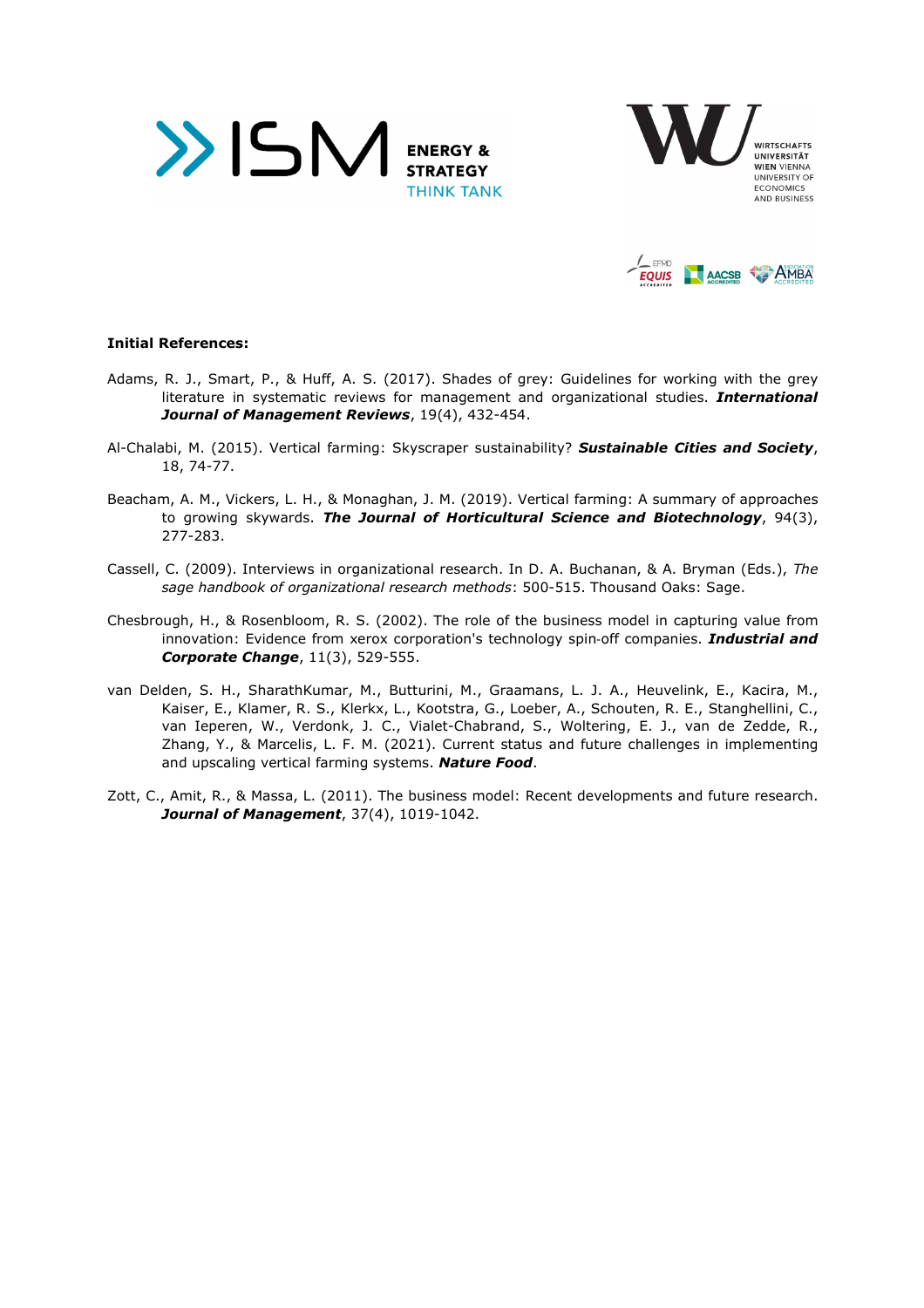**Initial References:**

Adams, R. J., Smart, P., & Huff, A. S. (2017). Shades of grey: Guidelines for working with the grey literature in systematic reviews for management and organizational studies. ***International Journal of Management Reviews***, 19(4), 432-454.

Al-Chalabi, M. (2015). Vertical farming: Skyscraper sustainability? ***Sustainable Cities and Society***, 18, 74-77.

Beacham, A. M., Vickers, L. H., & Monaghan, J. M. (2019). Vertical farming: A summary of approaches to growing skywards. ***The Journal of Horticultural Science and Biotechnology***, 94(3), 277-283.

Cassell, C. (2009). Interviews in organizational research. In D. A. Buchanan, & A. Bryman (Eds.), *The sage handbook of organizational research methods*: 500-515. Thousand Oaks: Sage.

Chesbrough, H., & Rosenbloom, R. S. (2002). The role of the business model in capturing value from innovation: Evidence from xerox corporation's technology spin-off companies. ***Industrial and Corporate Change***, 11(3), 529-555.

van Delden, S. H., SharathKumar, M., Butturini, M., Graamans, L. J. A., Heuvelink, E., Kacira, M., Kaiser, E., Klamer, R. S., Klerkx, L., Kootstra, G., Loeber, A., Schouten, R. E., Stanghellini, C., van Ieperen, W., Verdonk, J. C., Vialet-Chabrand, S., Woltering, E. J., van de Zedde, R., Zhang, Y., & Marcelis, L. F. M. (2021). Current status and future challenges in implementing and upscaling vertical farming systems. ***Nature Food***.

Zott, C., Amit, R., & Massa, L. (2011). The business model: Recent developments and future research. ***Journal of Management***, 37(4), 1019-1042.